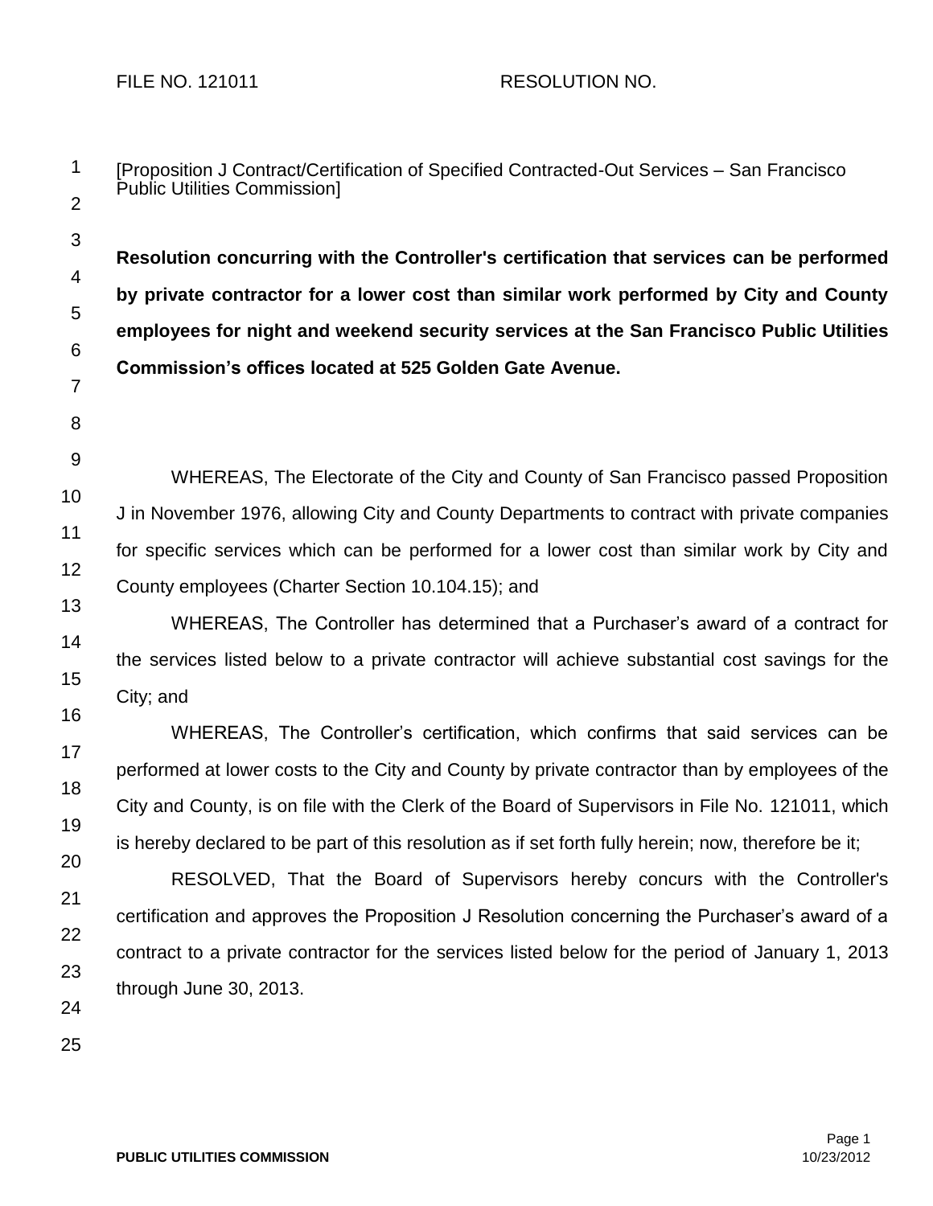FILE NO. 121011 RESOLUTION NO.

[Proposition J Contract/Certification of Specified Contracted-Out Services – San Francisco Public Utilities Commission]

**Resolution concurring with the Controller's certification that services can be performed by private contractor for a lower cost than similar work performed by City and County employees for night and weekend security services at the San Francisco Public Utilities Commission's offices located at 525 Golden Gate Avenue.**

WHEREAS, The Electorate of the City and County of San Francisco passed Proposition J in November 1976, allowing City and County Departments to contract with private companies for specific services which can be performed for a lower cost than similar work by City and County employees (Charter Section 10.104.15); and

WHEREAS, The Controller has determined that a Purchaser's award of a contract for the services listed below to a private contractor will achieve substantial cost savings for the City; and

WHEREAS, The Controller's certification, which confirms that said services can be performed at lower costs to the City and County by private contractor than by employees of the City and County, is on file with the Clerk of the Board of Supervisors in File No. 121011, which is hereby declared to be part of this resolution as if set forth fully herein; now, therefore be it;

RESOLVED, That the Board of Supervisors hereby concurs with the Controller's certification and approves the Proposition J Resolution concerning the Purchaser's award of a contract to a private contractor for the services listed below for the period of January 1, 2013 through June 30, 2013.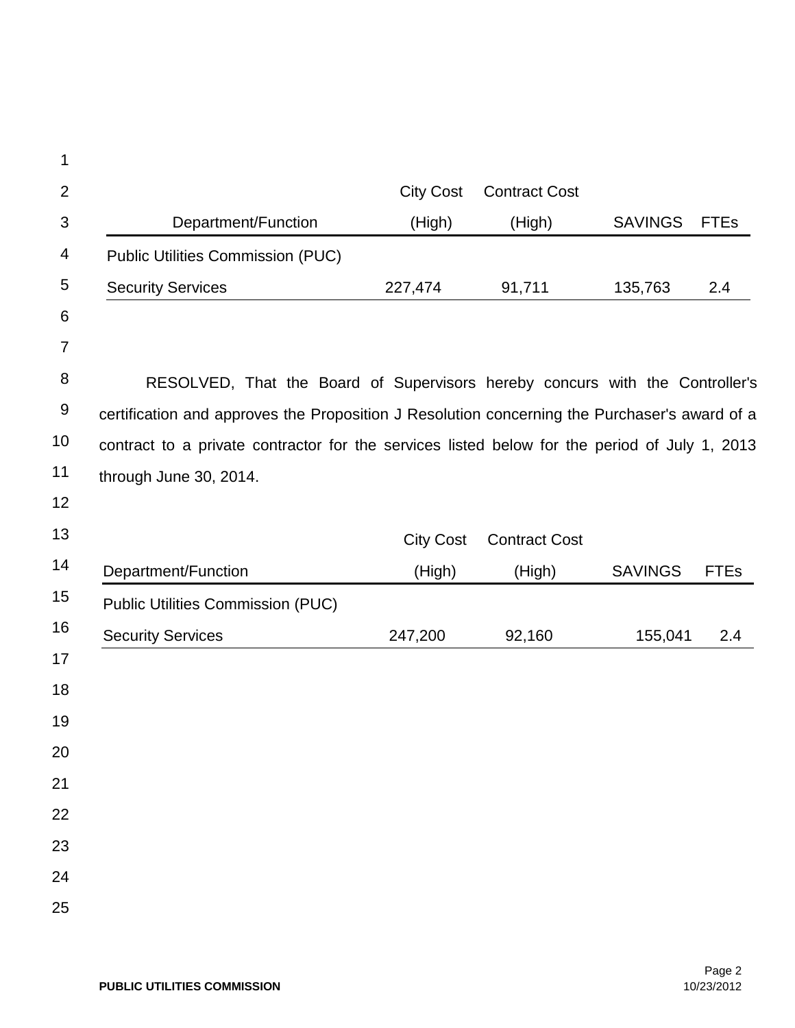| Department/Function | City Cost (High) | Contract Cost (High) | SAVINGS | FTEs |
| --- | --- | --- | --- | --- |
| Public Utilities Commission (PUC) | | | | |
| Security Services | 227,474 | 91,711 | 135,763 | 2.4 |

RESOLVED, That the Board of Supervisors hereby concurs with the Controller's certification and approves the Proposition J Resolution concerning the Purchaser's award of a contract to a private contractor for the services listed below for the period of July 1, 2013 through June 30, 2014.

| Department/Function | City Cost (High) | Contract Cost (High) | SAVINGS | FTEs |
| --- | --- | --- | --- | --- |
| Public Utilities Commission (PUC) | | | | |
| Security Services | 247,200 | 92,160 | 155,041 | 2.4 |